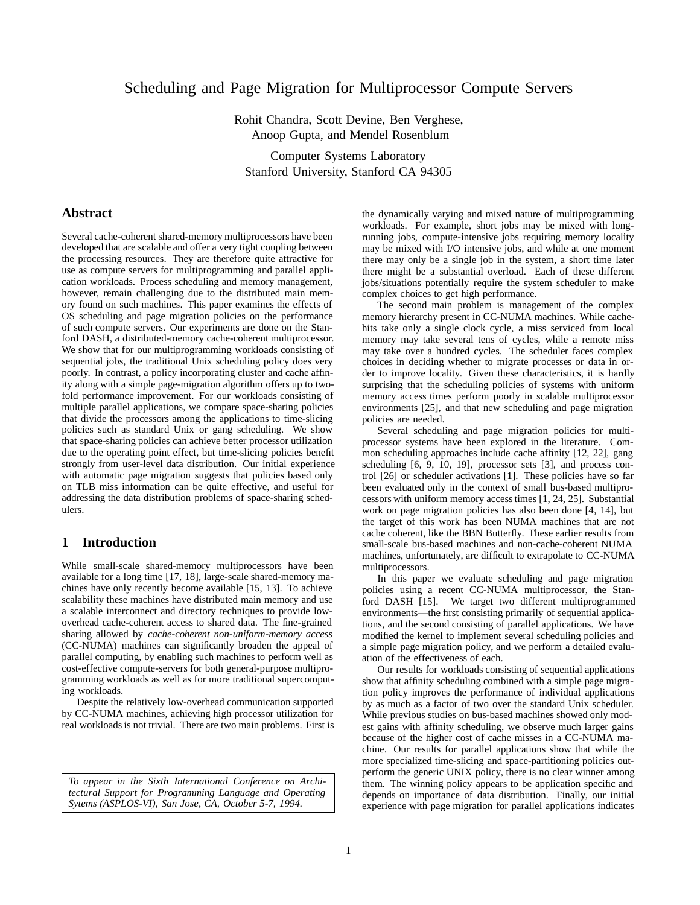# Scheduling and Page Migration for Multiprocessor Compute Servers

Rohit Chandra, Scott Devine, Ben Verghese,
Anoop Gupta, and Mendel Rosenblum

Computer Systems Laboratory
Stanford University, Stanford CA 94305

## Abstract

Several cache-coherent shared-memory multiprocessors have been developed that are scalable and offer a very tight coupling between the processing resources. They are therefore quite attractive for use as compute servers for multiprogramming and parallel application workloads. Process scheduling and memory management, however, remain challenging due to the distributed main memory found on such machines. This paper examines the effects of OS scheduling and page migration policies on the performance of such compute servers. Our experiments are done on the Stanford DASH, a distributed-memory cache-coherent multiprocessor. We show that for our multiprogramming workloads consisting of sequential jobs, the traditional Unix scheduling policy does very poorly. In contrast, a policy incorporating cluster and cache affinity along with a simple page-migration algorithm offers up to two-fold performance improvement. For our workloads consisting of multiple parallel applications, we compare space-sharing policies that divide the processors among the applications to time-slicing policies such as standard Unix or gang scheduling. We show that space-sharing policies can achieve better processor utilization due to the operating point effect, but time-slicing policies benefit strongly from user-level data distribution. Our initial experience with automatic page migration suggests that policies based only on TLB miss information can be quite effective, and useful for addressing the data distribution problems of space-sharing schedulers.

## 1 Introduction

While small-scale shared-memory multiprocessors have been available for a long time [17, 18], large-scale shared-memory machines have only recently become available [15, 13]. To achieve scalability these machines have distributed main memory and use a scalable interconnect and directory techniques to provide low-overhead cache-coherent access to shared data. The fine-grained sharing allowed by *cache-coherent non-uniform-memory access* (CC-NUMA) machines can significantly broaden the appeal of parallel computing, by enabling such machines to perform well as cost-effective compute-servers for both general-purpose multiprogramming workloads as well as for more traditional supercomputing workloads.

Despite the relatively low-overhead communication supported by CC-NUMA machines, achieving high processor utilization for real workloads is not trivial. There are two main problems. First is the dynamically varying and mixed nature of multiprogramming workloads. For example, short jobs may be mixed with long-running jobs, compute-intensive jobs requiring memory locality may be mixed with I/O intensive jobs, and while at one moment there may only be a single job in the system, a short time later there might be a substantial overload. Each of these different jobs/situations potentially require the system scheduler to make complex choices to get high performance.

The second main problem is management of the complex memory hierarchy present in CC-NUMA machines. While cache-hits take only a single clock cycle, a miss serviced from local memory may take several tens of cycles, while a remote miss may take over a hundred cycles. The scheduler faces complex choices in deciding whether to migrate processes or data in order to improve locality. Given these characteristics, it is hardly surprising that the scheduling policies of systems with uniform memory access times perform poorly in scalable multiprocessor environments [25], and that new scheduling and page migration policies are needed.

Several scheduling and page migration policies for multiprocessor systems have been explored in the literature. Common scheduling approaches include cache affinity [12, 22], gang scheduling [6, 9, 10, 19], processor sets [3], and process control [26] or scheduler activations [1]. These policies have so far been evaluated only in the context of small bus-based multiprocessors with uniform memory access times [1, 24, 25]. Substantial work on page migration policies has also been done [4, 14], but the target of this work has been NUMA machines that are not cache coherent, like the BBN Butterfly. These earlier results from small-scale bus-based machines and non-cache-coherent NUMA machines, unfortunately, are difficult to extrapolate to CC-NUMA multiprocessors.

In this paper we evaluate scheduling and page migration policies using a recent CC-NUMA multiprocessor, the Stanford DASH [15]. We target two different multiprogrammed environments—the first consisting primarily of sequential applications, and the second consisting of parallel applications. We have modified the kernel to implement several scheduling policies and a simple page migration policy, and we perform a detailed evaluation of the effectiveness of each.

Our results for workloads consisting of sequential applications show that affinity scheduling combined with a simple page migration policy improves the performance of individual applications by as much as a factor of two over the standard Unix scheduler. While previous studies on bus-based machines showed only modest gains with affinity scheduling, we observe much larger gains because of the higher cost of cache misses in a CC-NUMA machine. Our results for parallel applications show that while the more specialized time-slicing and space-partitioning policies outperform the generic UNIX policy, there is no clear winner among them. The winning policy appears to be application specific and depends on importance of data distribution. Finally, our initial experience with page migration for parallel applications indicates

*To appear in the Sixth International Conference on Architectural Support for Programming Language and Operating Sytems (ASPLOS-VI), San Jose, CA, October 5-7, 1994.*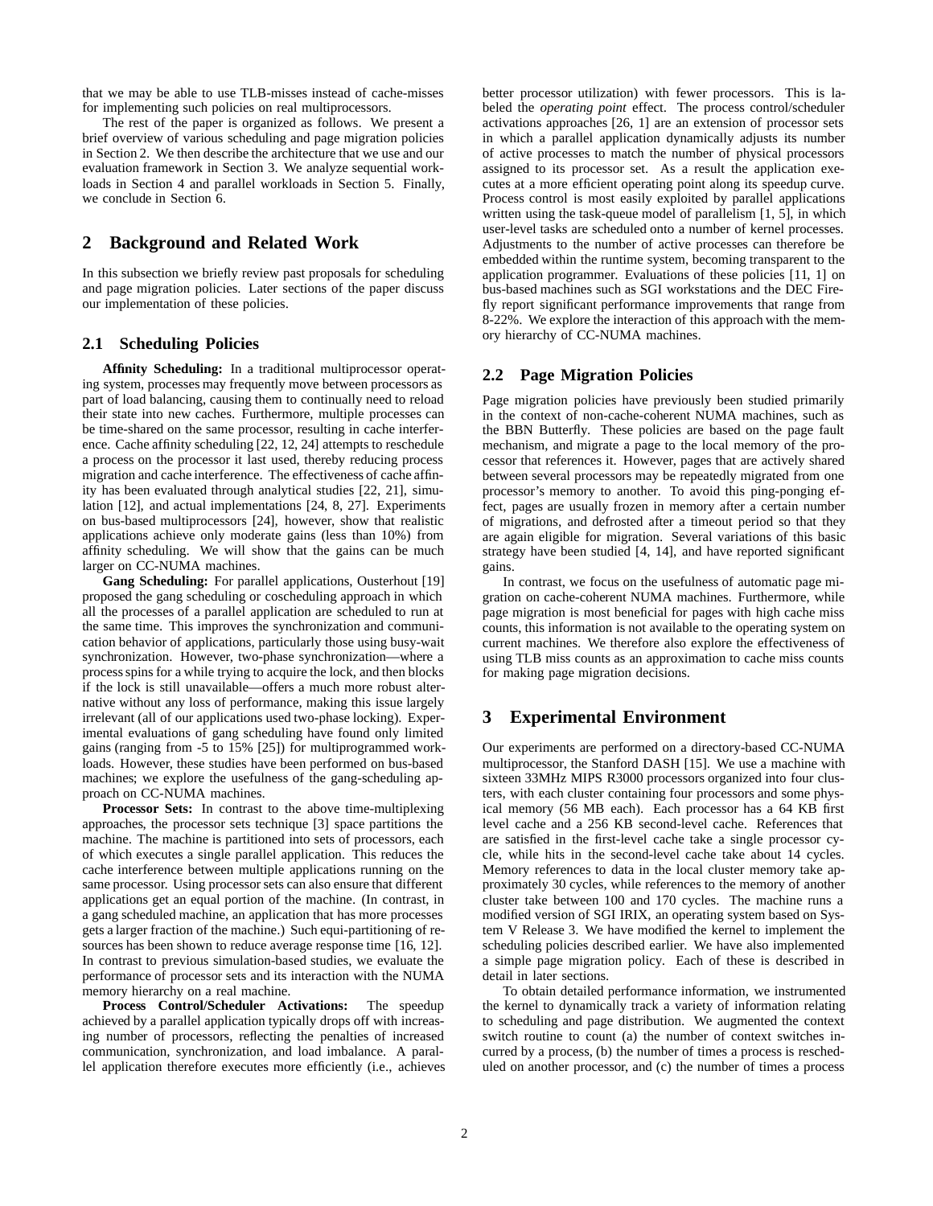that we may be able to use TLB-misses instead of cache-misses for implementing such policies on real multiprocessors.

The rest of the paper is organized as follows. We present a brief overview of various scheduling and page migration policies in Section 2. We then describe the architecture that we use and our evaluation framework in Section 3. We analyze sequential workloads in Section 4 and parallel workloads in Section 5. Finally, we conclude in Section 6.

## 2 Background and Related Work

In this subsection we briefly review past proposals for scheduling and page migration policies. Later sections of the paper discuss our implementation of these policies.

### 2.1 Scheduling Policies

**Affinity Scheduling:** In a traditional multiprocessor operating system, processes may frequently move between processors as part of load balancing, causing them to continually need to reload their state into new caches. Furthermore, multiple processes can be time-shared on the same processor, resulting in cache interference. Cache affinity scheduling [22, 12, 24] attempts to reschedule a process on the processor it last used, thereby reducing process migration and cache interference. The effectiveness of cache affinity has been evaluated through analytical studies [22, 21], simulation [12], and actual implementations [24, 8, 27]. Experiments on bus-based multiprocessors [24], however, show that realistic applications achieve only moderate gains (less than 10%) from affinity scheduling. We will show that the gains can be much larger on CC-NUMA machines.

**Gang Scheduling:** For parallel applications, Ousterhout [19] proposed the gang scheduling or coscheduling approach in which all the processes of a parallel application are scheduled to run at the same time. This improves the synchronization and communication behavior of applications, particularly those using busy-wait synchronization. However, two-phase synchronization—where a process spins for a while trying to acquire the lock, and then blocks if the lock is still unavailable—offers a much more robust alternative without any loss of performance, making this issue largely irrelevant (all of our applications used two-phase locking). Experimental evaluations of gang scheduling have found only limited gains (ranging from -5 to 15% [25]) for multiprogrammed workloads. However, these studies have been performed on bus-based machines; we explore the usefulness of the gang-scheduling approach on CC-NUMA machines.

**Processor Sets:** In contrast to the above time-multiplexing approaches, the processor sets technique [3] space partitions the machine. The machine is partitioned into sets of processors, each of which executes a single parallel application. This reduces the cache interference between multiple applications running on the same processor. Using processor sets can also ensure that different applications get an equal portion of the machine. (In contrast, in a gang scheduled machine, an application that has more processes gets a larger fraction of the machine.) Such equi-partitioning of resources has been shown to reduce average response time [16, 12]. In contrast to previous simulation-based studies, we evaluate the performance of processor sets and its interaction with the NUMA memory hierarchy on a real machine.

**Process Control/Scheduler Activations:** The speedup achieved by a parallel application typically drops off with increasing number of processors, reflecting the penalties of increased communication, synchronization, and load imbalance. A parallel application therefore executes more efficiently (i.e., achieves better processor utilization) with fewer processors. This is labeled the *operating point* effect. The process control/scheduler activations approaches [26, 1] are an extension of processor sets in which a parallel application dynamically adjusts its number of active processes to match the number of physical processors assigned to its processor set. As a result the application executes at a more efficient operating point along its speedup curve. Process control is most easily exploited by parallel applications written using the task-queue model of parallelism [1, 5], in which user-level tasks are scheduled onto a number of kernel processes. Adjustments to the number of active processes can therefore be embedded within the runtime system, becoming transparent to the application programmer. Evaluations of these policies [11, 1] on bus-based machines such as SGI workstations and the DEC Firefly report significant performance improvements that range from 8-22%. We explore the interaction of this approach with the memory hierarchy of CC-NUMA machines.

### 2.2 Page Migration Policies

Page migration policies have previously been studied primarily in the context of non-cache-coherent NUMA machines, such as the BBN Butterfly. These policies are based on the page fault mechanism, and migrate a page to the local memory of the processor that references it. However, pages that are actively shared between several processors may be repeatedly migrated from one processor's memory to another. To avoid this ping-ponging effect, pages are usually frozen in memory after a certain number of migrations, and defrosted after a timeout period so that they are again eligible for migration. Several variations of this basic strategy have been studied [4, 14], and have reported significant gains.

In contrast, we focus on the usefulness of automatic page migration on cache-coherent NUMA machines. Furthermore, while page migration is most beneficial for pages with high cache miss counts, this information is not available to the operating system on current machines. We therefore also explore the effectiveness of using TLB miss counts as an approximation to cache miss counts for making page migration decisions.

## 3 Experimental Environment

Our experiments are performed on a directory-based CC-NUMA multiprocessor, the Stanford DASH [15]. We use a machine with sixteen 33MHz MIPS R3000 processors organized into four clusters, with each cluster containing four processors and some physical memory (56 MB each). Each processor has a 64 KB first level cache and a 256 KB second-level cache. References that are satisfied in the first-level cache take a single processor cycle, while hits in the second-level cache take about 14 cycles. Memory references to data in the local cluster memory take approximately 30 cycles, while references to the memory of another cluster take between 100 and 170 cycles. The machine runs a modified version of SGI IRIX, an operating system based on System V Release 3. We have modified the kernel to implement the scheduling policies described earlier. We have also implemented a simple page migration policy. Each of these is described in detail in later sections.

To obtain detailed performance information, we instrumented the kernel to dynamically track a variety of information relating to scheduling and page distribution. We augmented the context switch routine to count (a) the number of context switches incurred by a process, (b) the number of times a process is rescheduled on another processor, and (c) the number of times a process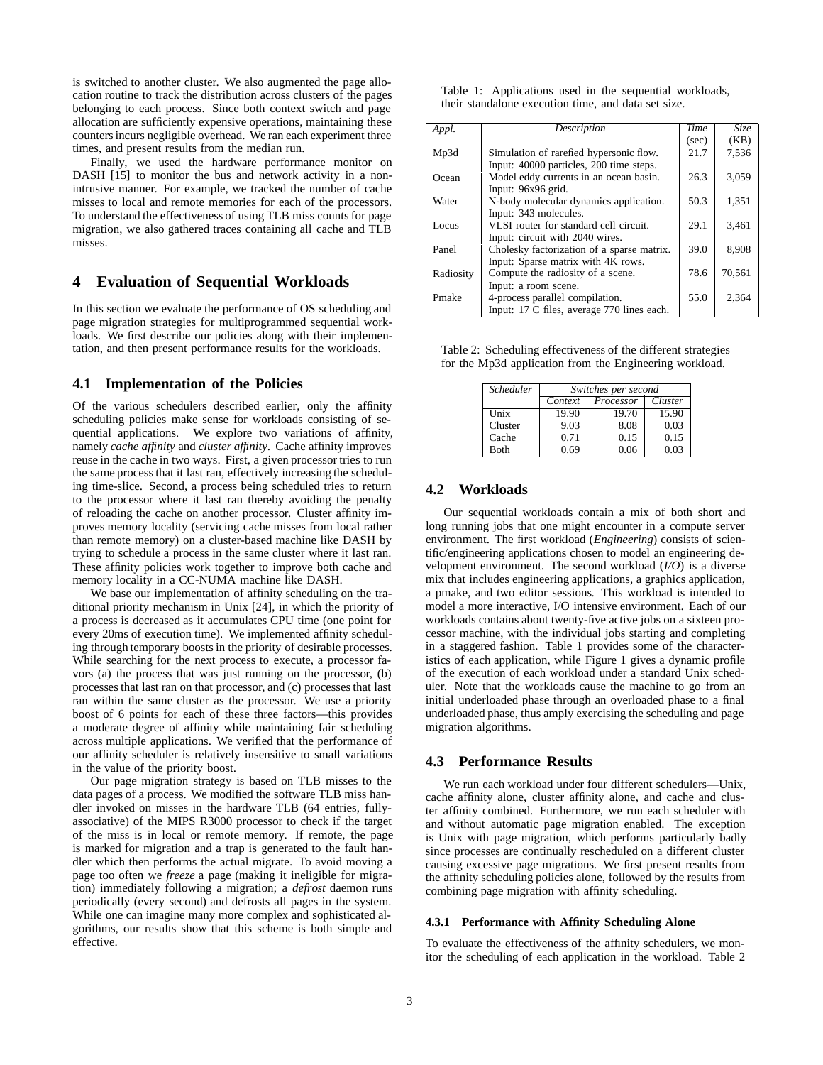is switched to another cluster. We also augmented the page allocation routine to track the distribution across clusters of the pages belonging to each process. Since both context switch and page allocation are sufficiently expensive operations, maintaining these counters incurs negligible overhead. We ran each experiment three times, and present results from the median run.

Finally, we used the hardware performance monitor on DASH [15] to monitor the bus and network activity in a non-intrusive manner. For example, we tracked the number of cache misses to local and remote memories for each of the processors. To understand the effectiveness of using TLB miss counts for page migration, we also gathered traces containing all cache and TLB misses.

## 4 Evaluation of Sequential Workloads

In this section we evaluate the performance of OS scheduling and page migration strategies for multiprogrammed sequential workloads. We first describe our policies along with their implementation, and then present performance results for the workloads.

### 4.1 Implementation of the Policies

Of the various schedulers described earlier, only the affinity scheduling policies make sense for workloads consisting of sequential applications. We explore two variations of affinity, namely *cache affinity* and *cluster affinity*. Cache affinity improves reuse in the cache in two ways. First, a given processor tries to run the same process that it last ran, effectively increasing the scheduling time-slice. Second, a process being scheduled tries to return to the processor where it last ran thereby avoiding the penalty of reloading the cache on another processor. Cluster affinity improves memory locality (servicing cache misses from local rather than remote memory) on a cluster-based machine like DASH by trying to schedule a process in the same cluster where it last ran. These affinity policies work together to improve both cache and memory locality in a CC-NUMA machine like DASH.

We base our implementation of affinity scheduling on the traditional priority mechanism in Unix [24], in which the priority of a process is decreased as it accumulates CPU time (one point for every 20ms of execution time). We implemented affinity scheduling through temporary boosts in the priority of desirable processes. While searching for the next process to execute, a processor favors (a) the process that was just running on the processor, (b) processes that last ran on that processor, and (c) processes that last ran within the same cluster as the processor. We use a priority boost of 6 points for each of these three factors—this provides a moderate degree of affinity while maintaining fair scheduling across multiple applications. We verified that the performance of our affinity scheduler is relatively insensitive to small variations in the value of the priority boost.

Our page migration strategy is based on TLB misses to the data pages of a process. We modified the software TLB miss handler invoked on misses in the hardware TLB (64 entries, fully-associative) of the MIPS R3000 processor to check if the target of the miss is in local or remote memory. If remote, the page is marked for migration and a trap is generated to the fault handler which then performs the actual migrate. To avoid moving a page too often we *freeze* a page (making it ineligible for migration) immediately following a migration; a *defrost* daemon runs periodically (every second) and defrosts all pages in the system. While one can imagine many more complex and sophisticated algorithms, our results show that this scheme is both simple and effective.

Table 1: Applications used in the sequential workloads, their standalone execution time, and data set size.

| *Appl.* | *Description* | *Time* (sec) | *Size* (KB) |
|---|---|---|---|
| Mp3d | Simulation of rarefied hypersonic flow. Input: 40000 particles, 200 time steps. | 21.7 | 7,536 |
| Ocean | Model eddy currents in an ocean basin. Input: 96x96 grid. | 26.3 | 3,059 |
| Water | N-body molecular dynamics application. Input: 343 molecules. | 50.3 | 1,351 |
| Locus | VLSI router for standard cell circuit. Input: circuit with 2040 wires. | 29.1 | 3,461 |
| Panel | Cholesky factorization of a sparse matrix. Input: Sparse matrix with 4K rows. | 39.0 | 8,908 |
| Radiosity | Compute the radiosity of a scene. Input: a room scene. | 78.6 | 70,561 |
| Pmake | 4-process parallel compilation. Input: 17 C files, average 770 lines each. | 55.0 | 2,364 |

Table 2: Scheduling effectiveness of the different strategies for the Mp3d application from the Engineering workload.

| *Scheduler* | *Switches per second* | | |
|---|---|---|---|
| | *Context* | *Processor* | *Cluster* |
| Unix | 19.90 | 19.70 | 15.90 |
| Cluster | 9.03 | 8.08 | 0.03 |
| Cache | 0.71 | 0.15 | 0.15 |
| Both | 0.69 | 0.06 | 0.03 |

### 4.2 Workloads

Our sequential workloads contain a mix of both short and long running jobs that one might encounter in a compute server environment. The first workload (*Engineering*) consists of scientific/engineering applications chosen to model an engineering development environment. The second workload (*I/O*) is a diverse mix that includes engineering applications, a graphics application, a pmake, and two editor sessions. This workload is intended to model a more interactive, I/O intensive environment. Each of our workloads contains about twenty-five active jobs on a sixteen processor machine, with the individual jobs starting and completing in a staggered fashion. Table 1 provides some of the characteristics of each application, while Figure 1 gives a dynamic profile of the execution of each workload under a standard Unix scheduler. Note that the workloads cause the machine to go from an initial underloaded phase through an overloaded phase to a final underloaded phase, thus amply exercising the scheduling and page migration algorithms.

### 4.3 Performance Results

We run each workload under four different schedulers—Unix, cache affinity alone, cluster affinity alone, and cache and cluster affinity combined. Furthermore, we run each scheduler with and without automatic page migration enabled. The exception is Unix with page migration, which performs particularly badly since processes are continually rescheduled on a different cluster causing excessive page migrations. We first present results from the affinity scheduling policies alone, followed by the results from combining page migration with affinity scheduling.

#### 4.3.1 Performance with Affinity Scheduling Alone

To evaluate the effectiveness of the affinity schedulers, we monitor the scheduling of each application in the workload. Table 2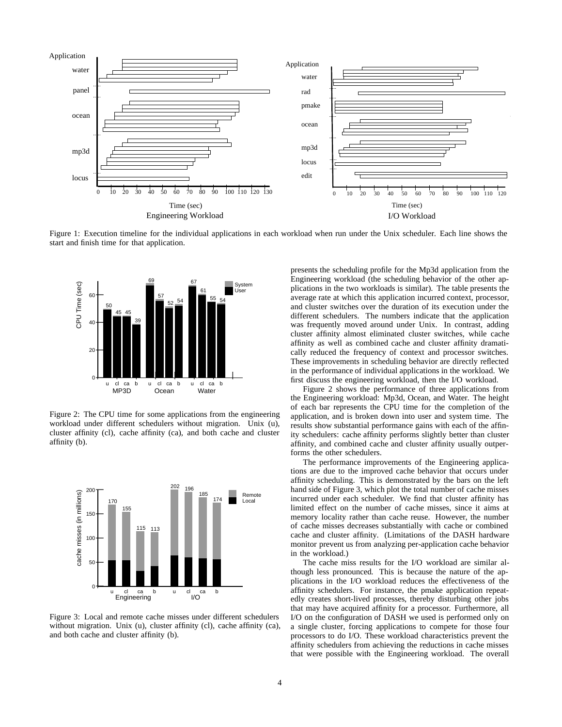Application

water

panel

ocean

mp3d

locus

0 10 20 30 40 50 60 70 80 90 100 110 120 130

Time (sec)

Engineering Workload

Application

water

rad

pmake

ocean

mp3d

locus

edit

0 10 20 30 40 50 60 70 80 90 100 110 120

Time (sec)

I/O Workload

Figure 1: Execution timeline for the individual applications in each workload when run under the Unix scheduler. Each line shows the start and finish time for that application.

CPU Time (sec)

0 20 40 60

50 45 45 39 69 57 52 54 67 61 55 54

System

User

u cl ca b u cl ca b u cl ca b

MP3D Ocean Water

Figure 2: The CPU time for some applications from the engineering workload under different schedulers without migration. Unix (u), cluster affinity (cl), cache affinity (ca), and both cache and cluster affinity (b).

cache misses (in millions)

0 50 100 150 200

170 155 115 113 202 196 185 174

Remote

Local

u cl ca b u cl ca b

Engineering I/O

Figure 3: Local and remote cache misses under different schedulers without migration. Unix (u), cluster affinity (cl), cache affinity (ca), and both cache and cluster affinity (b).

presents the scheduling profile for the Mp3d application from the Engineering workload (the scheduling behavior of the other applications in the two workloads is similar). The table presents the average rate at which this application incurred context, processor, and cluster switches over the duration of its execution under the different schedulers. The numbers indicate that the application was frequently moved around under Unix. In contrast, adding cluster affinity almost eliminated cluster switches, while cache affinity as well as combined cache and cluster affinity dramatically reduced the frequency of context and processor switches. These improvements in scheduling behavior are directly reflected in the performance of individual applications in the workload. We first discuss the engineering workload, then the I/O workload.

Figure 2 shows the performance of three applications from the Engineering workload: Mp3d, Ocean, and Water. The height of each bar represents the CPU time for the completion of the application, and is broken down into user and system time. The results show substantial performance gains with each of the affinity schedulers: cache affinity performs slightly better than cluster affinity, and combined cache and cluster affinity usually outperforms the other schedulers.

The performance improvements of the Engineering applications are due to the improved cache behavior that occurs under affinity scheduling. This is demonstrated by the bars on the left hand side of Figure 3, which plot the total number of cache misses incurred under each scheduler. We find that cluster affinity has limited effect on the number of cache misses, since it aims at memory locality rather than cache reuse. However, the number of cache misses decreases substantially with cache or combined cache and cluster affinity. (Limitations of the DASH hardware monitor prevent us from analyzing per-application cache behavior in the workload.)

The cache miss results for the I/O workload are similar although less pronounced. This is because the nature of the applications in the I/O workload reduces the effectiveness of the affinity schedulers. For instance, the pmake application repeatedly creates short-lived processes, thereby disturbing other jobs that may have acquired affinity for a processor. Furthermore, all I/O on the configuration of DASH we used is performed only on a single cluster, forcing applications to compete for those four processors to do I/O. These workload characteristics prevent the affinity schedulers from achieving the reductions in cache misses that were possible with the Engineering workload. The overall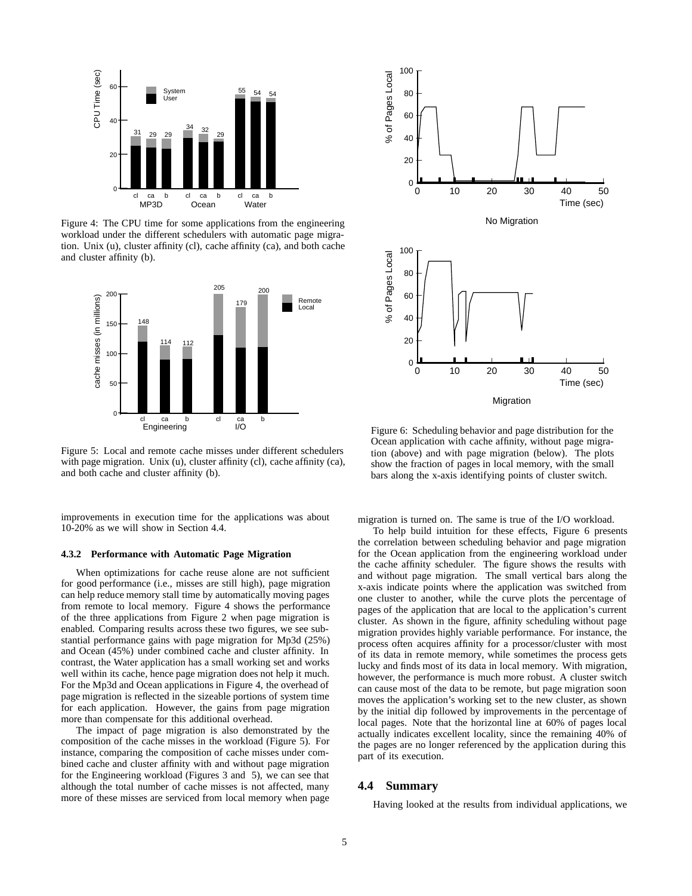Figure 4: The CPU time for some applications from the engineering workload under the different schedulers with automatic page migration. Unix (u), cluster affinity (cl), cache affinity (ca), and both cache and cluster affinity (b).

Figure 5: Local and remote cache misses under different schedulers with page migration. Unix (u), cluster affinity (cl), cache affinity (ca), and both cache and cluster affinity (b).

Figure 6: Scheduling behavior and page distribution for the Ocean application with cache affinity, without page migration (above) and with page migration (below). The plots show the fraction of pages in local memory, with the small bars along the x-axis identifying points of cluster switch.

improvements in execution time for the applications was about 10-20% as we will show in Section 4.4.

#### 4.3.2 Performance with Automatic Page Migration

When optimizations for cache reuse alone are not sufficient for good performance (i.e., misses are still high), page migration can help reduce memory stall time by automatically moving pages from remote to local memory. Figure 4 shows the performance of the three applications from Figure 2 when page migration is enabled. Comparing results across these two figures, we see substantial performance gains with page migration for Mp3d (25%) and Ocean (45%) under combined cache and cluster affinity. In contrast, the Water application has a small working set and works well within its cache, hence page migration does not help it much. For the Mp3d and Ocean applications in Figure 4, the overhead of page migration is reflected in the sizeable portions of system time for each application. However, the gains from page migration more than compensate for this additional overhead.

The impact of page migration is also demonstrated by the composition of the cache misses in the workload (Figure 5). For instance, comparing the composition of cache misses under combined cache and cluster affinity with and without page migration for the Engineering workload (Figures 3 and 5), we can see that although the total number of cache misses is not affected, many more of these misses are serviced from local memory when page migration is turned on. The same is true of the I/O workload.

To help build intuition for these effects, Figure 6 presents the correlation between scheduling behavior and page migration for the Ocean application from the engineering workload under the cache affinity scheduler. The figure shows the results with and without page migration. The small vertical bars along the x-axis indicate points where the application was switched from one cluster to another, while the curve plots the percentage of pages of the application that are local to the application's current cluster. As shown in the figure, affinity scheduling without page migration provides highly variable performance. For instance, the process often acquires affinity for a processor/cluster with most of its data in remote memory, while sometimes the process gets lucky and finds most of its data in local memory. With migration, however, the performance is much more robust. A cluster switch can cause most of the data to be remote, but page migration soon moves the application's working set to the new cluster, as shown by the initial dip followed by improvements in the percentage of local pages. Note that the horizontal line at 60% of pages local actually indicates excellent locality, since the remaining 40% of the pages are no longer referenced by the application during this part of its execution.

### 4.4 Summary

Having looked at the results from individual applications, we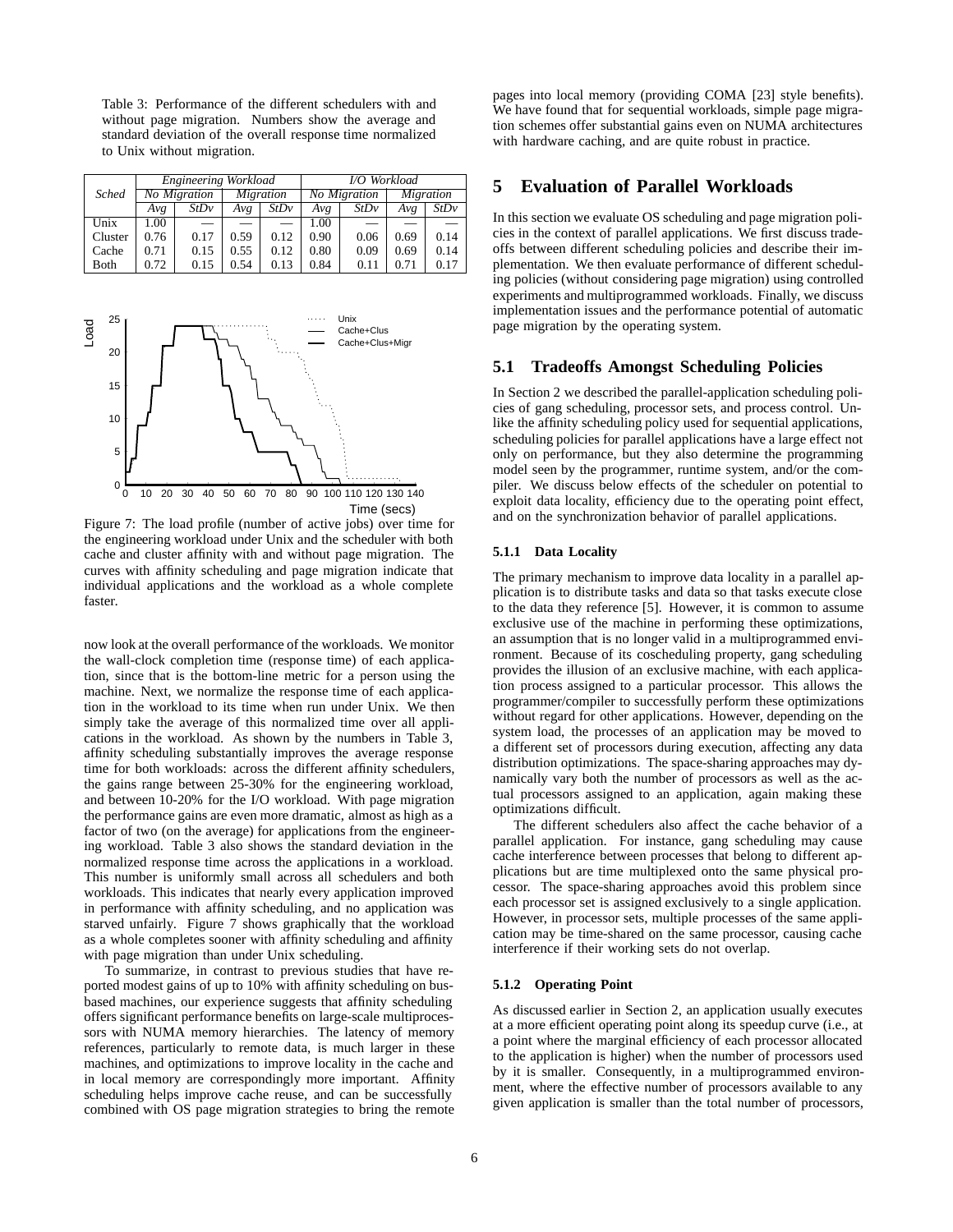Table 3: Performance of the different schedulers with and without page migration. Numbers show the average and standard deviation of the overall response time normalized to Unix without migration.

| *Sched* | *Engineering Workload* | | | | *I/O Workload* | | | |
|---|---|---|---|---|---|---|---|---|
| | *No Migration* | | *Migration* | | *No Migration* | | *Migration* | |
| | *Avg* | *StDv* | *Avg* | *StDv* | *Avg* | *StDv* | *Avg* | *StDv* |
| Unix | 1.00 | — | — | — | 1.00 | — | — | — |
| Cluster | 0.76 | 0.17 | 0.59 | 0.12 | 0.90 | 0.06 | 0.69 | 0.14 |
| Cache | 0.71 | 0.15 | 0.55 | 0.12 | 0.80 | 0.09 | 0.69 | 0.14 |
| Both | 0.72 | 0.15 | 0.54 | 0.13 | 0.84 | 0.11 | 0.71 | 0.17 |

Figure 7: The load profile (number of active jobs) over time for the engineering workload under Unix and the scheduler with both cache and cluster affinity with and without page migration. The curves with affinity scheduling and page migration indicate that individual applications and the workload as a whole complete faster.

now look at the overall performance of the workloads. We monitor the wall-clock completion time (response time) of each application, since that is the bottom-line metric for a person using the machine. Next, we normalize the response time of each application in the workload to its time when run under Unix. We then simply take the average of this normalized time over all applications in the workload. As shown by the numbers in Table 3, affinity scheduling substantially improves the average response time for both workloads: across the different affinity schedulers, the gains range between 25-30% for the engineering workload, and between 10-20% for the I/O workload. With page migration the performance gains are even more dramatic, almost as high as a factor of two (on the average) for applications from the engineering workload. Table 3 also shows the standard deviation in the normalized response time across the applications in a workload. This number is uniformly small across all schedulers and both workloads. This indicates that nearly every application improved in performance with affinity scheduling, and no application was starved unfairly. Figure 7 shows graphically that the workload as a whole completes sooner with affinity scheduling and affinity with page migration than under Unix scheduling.

To summarize, in contrast to previous studies that have reported modest gains of up to 10% with affinity scheduling on bus-based machines, our experience suggests that affinity scheduling offers significant performance benefits on large-scale multiprocessors with NUMA memory hierarchies. The latency of memory references, particularly to remote data, is much larger in these machines, and optimizations to improve locality in the cache and in local memory are correspondingly more important. Affinity scheduling helps improve cache reuse, and can be successfully combined with OS page migration strategies to bring the remote pages into local memory (providing COMA [23] style benefits). We have found that for sequential workloads, simple page migration schemes offer substantial gains even on NUMA architectures with hardware caching, and are quite robust in practice.

# 5 Evaluation of Parallel Workloads

In this section we evaluate OS scheduling and page migration policies in the context of parallel applications. We first discuss tradeoffs between different scheduling policies and describe their implementation. We then evaluate performance of different scheduling policies (without considering page migration) using controlled experiments and multiprogrammed workloads. Finally, we discuss implementation issues and the performance potential of automatic page migration by the operating system.

## 5.1 Tradeoffs Amongst Scheduling Policies

In Section 2 we described the parallel-application scheduling policies of gang scheduling, processor sets, and process control. Unlike the affinity scheduling policy used for sequential applications, scheduling policies for parallel applications have a large effect not only on performance, but they also determine the programming model seen by the programmer, runtime system, and/or the compiler. We discuss below effects of the scheduler on potential to exploit data locality, efficiency due to the operating point effect, and on the synchronization behavior of parallel applications.

### 5.1.1 Data Locality

The primary mechanism to improve data locality in a parallel application is to distribute tasks and data so that tasks execute close to the data they reference [5]. However, it is common to assume exclusive use of the machine in performing these optimizations, an assumption that is no longer valid in a multiprogrammed environment. Because of its coscheduling property, gang scheduling provides the illusion of an exclusive machine, with each application process assigned to a particular processor. This allows the programmer/compiler to successfully perform these optimizations without regard for other applications. However, depending on the system load, the processes of an application may be moved to a different set of processors during execution, affecting any data distribution optimizations. The space-sharing approaches may dynamically vary both the number of processors as well as the actual processors assigned to an application, again making these optimizations difficult.

The different schedulers also affect the cache behavior of a parallel application. For instance, gang scheduling may cause cache interference between processes that belong to different applications but are time multiplexed onto the same physical processor. The space-sharing approaches avoid this problem since each processor set is assigned exclusively to a single application. However, in processor sets, multiple processes of the same application may be time-shared on the same processor, causing cache interference if their working sets do not overlap.

### 5.1.2 Operating Point

As discussed earlier in Section 2, an application usually executes at a more efficient operating point along its speedup curve (i.e., at a point where the marginal efficiency of each processor allocated to the application is higher) when the number of processors used by it is smaller. Consequently, in a multiprogrammed environment, where the effective number of processors available to any given application is smaller than the total number of processors,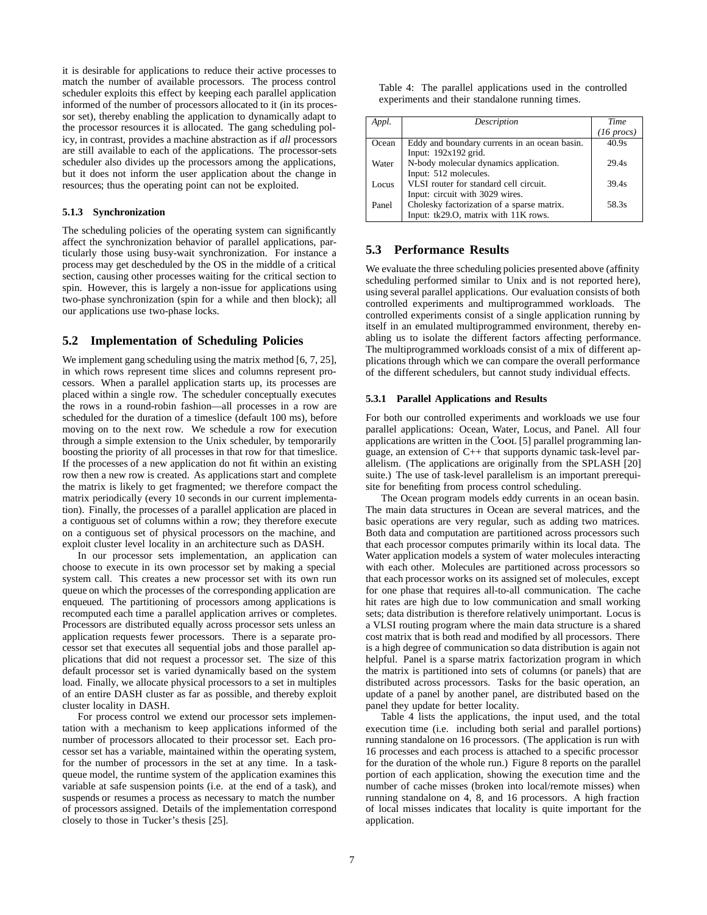it is desirable for applications to reduce their active processes to match the number of available processors. The process control scheduler exploits this effect by keeping each parallel application informed of the number of processors allocated to it (in its processor set), thereby enabling the application to dynamically adapt to the processor resources it is allocated. The gang scheduling policy, in contrast, provides a machine abstraction as if *all* processors are still available to each of the applications. The processor-sets scheduler also divides up the processors among the applications, but it does not inform the user application about the change in resources; thus the operating point can not be exploited.

#### 5.1.3 Synchronization

The scheduling policies of the operating system can significantly affect the synchronization behavior of parallel applications, particularly those using busy-wait synchronization. For instance a process may get descheduled by the OS in the middle of a critical section, causing other processes waiting for the critical section to spin. However, this is largely a non-issue for applications using two-phase synchronization (spin for a while and then block); all our applications use two-phase locks.

### 5.2 Implementation of Scheduling Policies

We implement gang scheduling using the matrix method [6, 7, 25], in which rows represent time slices and columns represent processors. When a parallel application starts up, its processes are placed within a single row. The scheduler conceptually executes the rows in a round-robin fashion—all processes in a row are scheduled for the duration of a timeslice (default 100 ms), before moving on to the next row. We schedule a row for execution through a simple extension to the Unix scheduler, by temporarily boosting the priority of all processes in that row for that timeslice. If the processes of a new application do not fit within an existing row then a new row is created. As applications start and complete the matrix is likely to get fragmented; we therefore compact the matrix periodically (every 10 seconds in our current implementation). Finally, the processes of a parallel application are placed in a contiguous set of columns within a row; they therefore execute on a contiguous set of physical processors on the machine, and exploit cluster level locality in an architecture such as DASH.

In our processor sets implementation, an application can choose to execute in its own processor set by making a special system call. This creates a new processor set with its own run queue on which the processes of the corresponding application are enqueued. The partitioning of processors among applications is recomputed each time a parallel application arrives or completes. Processors are distributed equally across processor sets unless an application requests fewer processors. There is a separate processor set that executes all sequential jobs and those parallel applications that did not request a processor set. The size of this default processor set is varied dynamically based on the system load. Finally, we allocate physical processors to a set in multiples of an entire DASH cluster as far as possible, and thereby exploit cluster locality in DASH.

For process control we extend our processor sets implementation with a mechanism to keep applications informed of the number of processors allocated to their processor set. Each processor set has a variable, maintained within the operating system, for the number of processors in the set at any time. In a task-queue model, the runtime system of the application examines this variable at safe suspension points (i.e. at the end of a task), and suspends or resumes a process as necessary to match the number of processors assigned. Details of the implementation correspond closely to those in Tucker's thesis [25].

Table 4: The parallel applications used in the controlled experiments and their standalone running times.

| *Appl.* | *Description* | *Time (16 procs)* |
|---|---|---|
| Ocean | Eddy and boundary currents in an ocean basin. Input: 192x192 grid. | 40.9s |
| Water | N-body molecular dynamics application. Input: 512 molecules. | 29.4s |
| Locus | VLSI router for standard cell circuit. Input: circuit with 3029 wires. | 39.4s |
| Panel | Cholesky factorization of a sparse matrix. Input: tk29.O, matrix with 11K rows. | 58.3s |

### 5.3 Performance Results

We evaluate the three scheduling policies presented above (affinity scheduling performed similar to Unix and is not reported here), using several parallel applications. Our evaluation consists of both controlled experiments and multiprogrammed workloads. The controlled experiments consist of a single application running by itself in an emulated multiprogrammed environment, thereby enabling us to isolate the different factors affecting performance. The multiprogrammed workloads consist of a mix of different applications through which we can compare the overall performance of the different schedulers, but cannot study individual effects.

#### 5.3.1 Parallel Applications and Results

For both our controlled experiments and workloads we use four parallel applications: Ocean, Water, Locus, and Panel. All four applications are written in the COOL [5] parallel programming language, an extension of C++ that supports dynamic task-level parallelism. (The applications are originally from the SPLASH [20] suite.) The use of task-level parallelism is an important prerequisite for benefiting from process control scheduling.

The Ocean program models eddy currents in an ocean basin. The main data structures in Ocean are several matrices, and the basic operations are very regular, such as adding two matrices. Both data and computation are partitioned across processors such that each processor computes primarily within its local data. The Water application models a system of water molecules interacting with each other. Molecules are partitioned across processors so that each processor works on its assigned set of molecules, except for one phase that requires all-to-all communication. The cache hit rates are high due to low communication and small working sets; data distribution is therefore relatively unimportant. Locus is a VLSI routing program where the main data structure is a shared cost matrix that is both read and modified by all processors. There is a high degree of communication so data distribution is again not helpful. Panel is a sparse matrix factorization program in which the matrix is partitioned into sets of columns (or panels) that are distributed across processors. Tasks for the basic operation, an update of a panel by another panel, are distributed based on the panel they update for better locality.

Table 4 lists the applications, the input used, and the total execution time (i.e. including both serial and parallel portions) running standalone on 16 processors. (The application is run with 16 processes and each process is attached to a specific processor for the duration of the whole run.) Figure 8 reports on the parallel portion of each application, showing the execution time and the number of cache misses (broken into local/remote misses) when running standalone on 4, 8, and 16 processors. A high fraction of local misses indicates that locality is quite important for the application.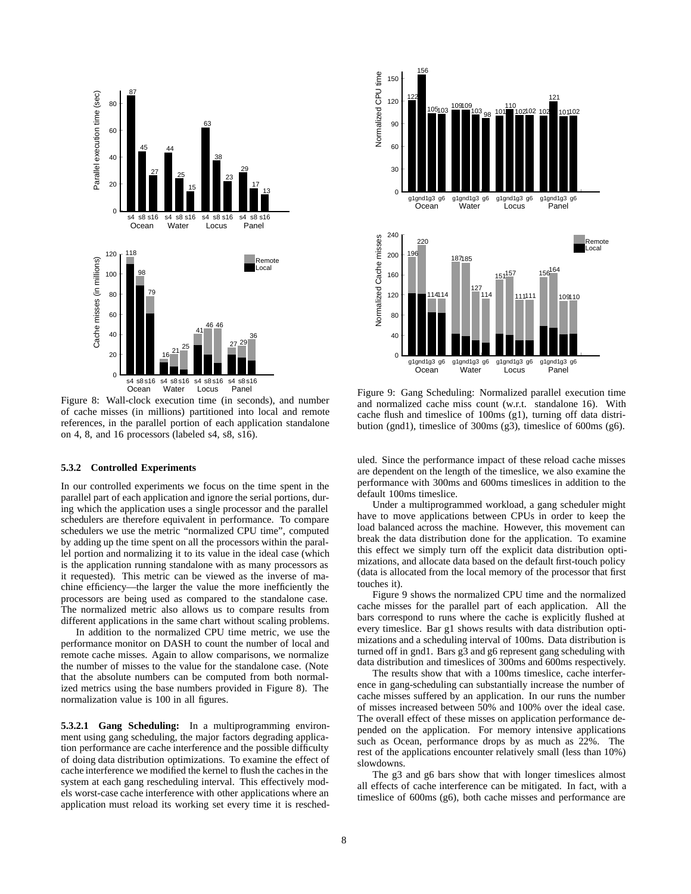Parallel execution time (sec)

0 20 40 60 80

87 45 27 44 25 15 63 38 23 29 17 13

s4 s8 s16 s4 s8 s16 s4 s8 s16 s4 s8 s16

Ocean Water Locus Panel

Cache misses (in millions)

0 20 40 60 80 100 120

Remote
Local

118 98 79 16 21 25 41 46 46 27 29 36

s4 s8 s16 s4 s8 s16 s4 s8 s16 s4 s8 s16

Ocean Water Locus Panel

Figure 8: Wall-clock execution time (in seconds), and number of cache misses (in millions) partitioned into local and remote references, in the parallel portion of each application standalone on 4, 8, and 16 processors (labeled s4, s8, s16).

#### 5.3.2 Controlled Experiments

In our controlled experiments we focus on the time spent in the parallel part of each application and ignore the serial portions, during which the application uses a single processor and the parallel schedulers are therefore equivalent in performance. To compare schedulers we use the metric "normalized CPU time", computed by adding up the time spent on all the processors within the parallel portion and normalizing it to its value in the ideal case (which is the application running standalone with as many processors as it requested). This metric can be viewed as the inverse of machine efficiency—the larger the value the more inefficiently the processors are being used as compared to the standalone case. The normalized metric also allows us to compare results from different applications in the same chart without scaling problems.

In addition to the normalized CPU time metric, we use the performance monitor on DASH to count the number of local and remote cache misses. Again to allow comparisons, we normalize the number of misses to the value for the standalone case. (Note that the absolute numbers can be computed from both normalized metrics using the base numbers provided in Figure 8). The normalization value is 100 in all figures.

**5.3.2.1 Gang Scheduling:** In a multiprogramming environment using gang scheduling, the major factors degrading application performance are cache interference and the possible difficulty of doing data distribution optimizations. To examine the effect of cache interference we modified the kernel to flush the caches in the system at each gang rescheduling interval. This effectively models worst-case cache interference with other applications where an application must reload its working set every time it is rescheduled. Since the performance impact of these reload cache misses are dependent on the length of the timeslice, we also examine the performance with 300ms and 600ms timeslices in addition to the default 100ms timeslice.

Normalized CPU time

0 30 60 90 120 150

122 156 105 103 109 109 103 98 101 110 102 102 102 121 101 102

g1 gnd1 g3 g6 g1 gnd1 g3 g6 g1 gnd1 g3 g6 g1 gnd1 g3 g6

Ocean Water Locus Panel

Normalized Cache misses

0 40 80 120 160 200 240

Remote
Local

196 220 114 114 187 185 127 114 151 157 111 111 156 164 109 110

g1 gnd1 g3 g6 g1 gnd1 g3 g6 g1 gnd1 g3 g6 g1 gnd1 g3 g6

Ocean Water Locus Panel

Figure 9: Gang Scheduling: Normalized parallel execution time and normalized cache miss count (w.r.t. standalone 16). With cache flush and timeslice of 100ms (g1), turning off data distribution (gnd1), timeslice of 300ms (g3), timeslice of 600ms (g6).

Under a multiprogrammed workload, a gang scheduler might have to move applications between CPUs in order to keep the load balanced across the machine. However, this movement can break the data distribution done for the application. To examine this effect we simply turn off the explicit data distribution optimizations, and allocate data based on the default first-touch policy (data is allocated from the local memory of the processor that first touches it).

Figure 9 shows the normalized CPU time and the normalized cache misses for the parallel part of each application. All the bars correspond to runs where the cache is explicitly flushed at every timeslice. Bar g1 shows results with data distribution optimizations and a scheduling interval of 100ms. Data distribution is turned off in gnd1. Bars g3 and g6 represent gang scheduling with data distribution and timeslices of 300ms and 600ms respectively.

The results show that with a 100ms timeslice, cache interference in gang-scheduling can substantially increase the number of cache misses suffered by an application. In our runs the number of misses increased between 50% and 100% over the ideal case. The overall effect of these misses on application performance depended on the application. For memory intensive applications such as Ocean, performance drops by as much as 22%. The rest of the applications encounter relatively small (less than 10%) slowdowns.

The g3 and g6 bars show that with longer timeslices almost all effects of cache interference can be mitigated. In fact, with a timeslice of 600ms (g6), both cache misses and performance are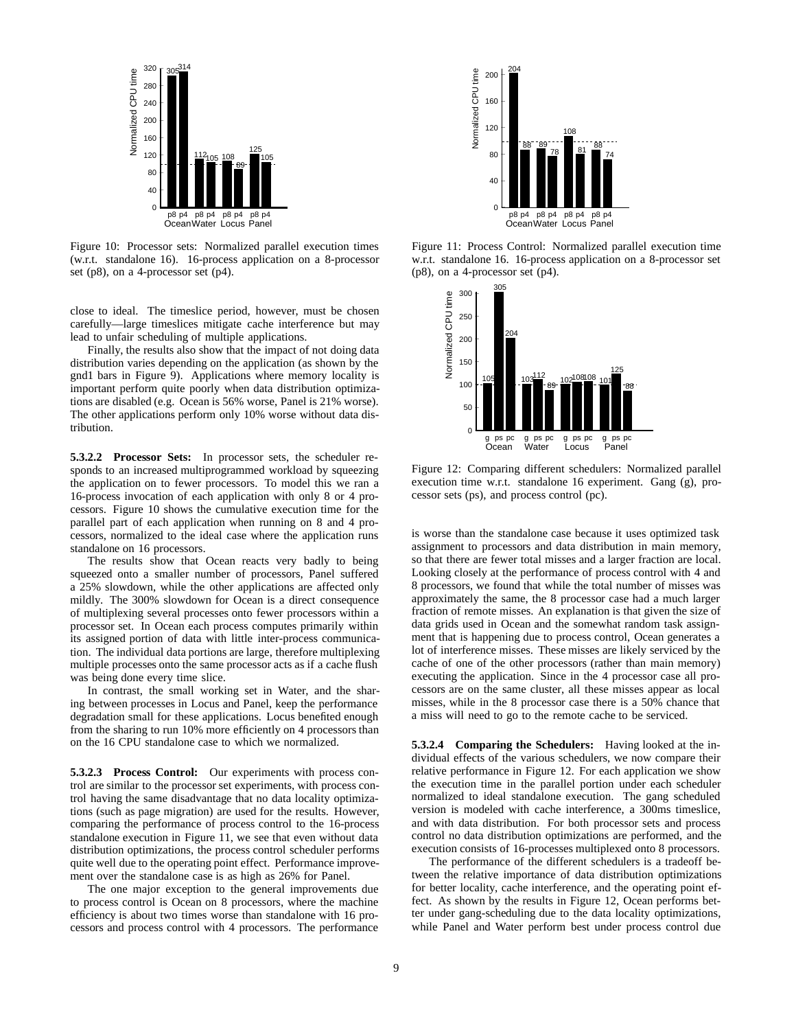Figure 10: Processor sets: Normalized parallel execution times (w.r.t. standalone 16). 16-process application on a 8-processor set (p8), on a 4-processor set (p4).

close to ideal. The timeslice period, however, must be chosen carefully—large timeslices mitigate cache interference but may lead to unfair scheduling of multiple applications.

Finally, the results also show that the impact of not doing data distribution varies depending on the application (as shown by the gnd1 bars in Figure 9). Applications where memory locality is important perform quite poorly when data distribution optimizations are disabled (e.g. Ocean is 56% worse, Panel is 21% worse). The other applications perform only 10% worse without data distribution.

**5.3.2.2 Processor Sets:** In processor sets, the scheduler responds to an increased multiprogrammed workload by squeezing the application on to fewer processors. To model this we ran a 16-process invocation of each application with only 8 or 4 processors. Figure 10 shows the cumulative execution time for the parallel part of each application when running on 8 and 4 processors, normalized to the ideal case where the application runs standalone on 16 processors.

The results show that Ocean reacts very badly to being squeezed onto a smaller number of processors, Panel suffered a 25% slowdown, while the other applications are affected only mildly. The 300% slowdown for Ocean is a direct consequence of multiplexing several processes onto fewer processors within a processor set. In Ocean each process computes primarily within its assigned portion of data with little inter-process communication. The individual data portions are large, therefore multiplexing multiple processes onto the same processor acts as if a cache flush was being done every time slice.

In contrast, the small working set in Water, and the sharing between processes in Locus and Panel, keep the performance degradation small for these applications. Locus benefited enough from the sharing to run 10% more efficiently on 4 processors than on the 16 CPU standalone case to which we normalized.

**5.3.2.3 Process Control:** Our experiments with process control are similar to the processor set experiments, with process control having the same disadvantage that no data locality optimizations (such as page migration) are used for the results. However, comparing the performance of process control to the 16-process standalone execution in Figure 11, we see that even without data distribution optimizations, the process control scheduler performs quite well due to the operating point effect. Performance improvement over the standalone case is as high as 26% for Panel.

The one major exception to the general improvements due to process control is Ocean on 8 processors, where the machine efficiency is about two times worse than standalone with 16 processors and process control with 4 processors. The performance is worse than the standalone case because it uses optimized task assignment to processors and data distribution in main memory, so that there are fewer total misses and a larger fraction are local. Looking closely at the performance of process control with 4 and 8 processors, we found that while the total number of misses was approximately the same, the 8 processor case had a much larger fraction of remote misses. An explanation is that given the size of data grids used in Ocean and the somewhat random task assignment that is happening due to process control, Ocean generates a lot of interference misses. These misses are likely serviced by the cache of one of the other processors (rather than main memory) executing the application. Since in the 4 processor case all processors are on the same cluster, all these misses appear as local misses, while in the 8 processor case there is a 50% chance that a miss will need to go to the remote cache to be serviced.

Figure 11: Process Control: Normalized parallel execution time w.r.t. standalone 16. 16-process application on a 8-processor set (p8), on a 4-processor set (p4).

Figure 12: Comparing different schedulers: Normalized parallel execution time w.r.t. standalone 16 experiment. Gang (g), processor sets (ps), and process control (pc).

**5.3.2.4 Comparing the Schedulers:** Having looked at the individual effects of the various schedulers, we now compare their relative performance in Figure 12. For each application we show the execution time in the parallel portion under each scheduler normalized to ideal standalone execution. The gang scheduled version is modeled with cache interference, a 300ms timeslice, and with data distribution. For both processor sets and process control no data distribution optimizations are performed, and the execution consists of 16-processes multiplexed onto 8 processors.

The performance of the different schedulers is a tradeoff between the relative importance of data distribution optimizations for better locality, cache interference, and the operating point effect. As shown by the results in Figure 12, Ocean performs better under gang-scheduling due to the data locality optimizations, while Panel and Water perform best under process control due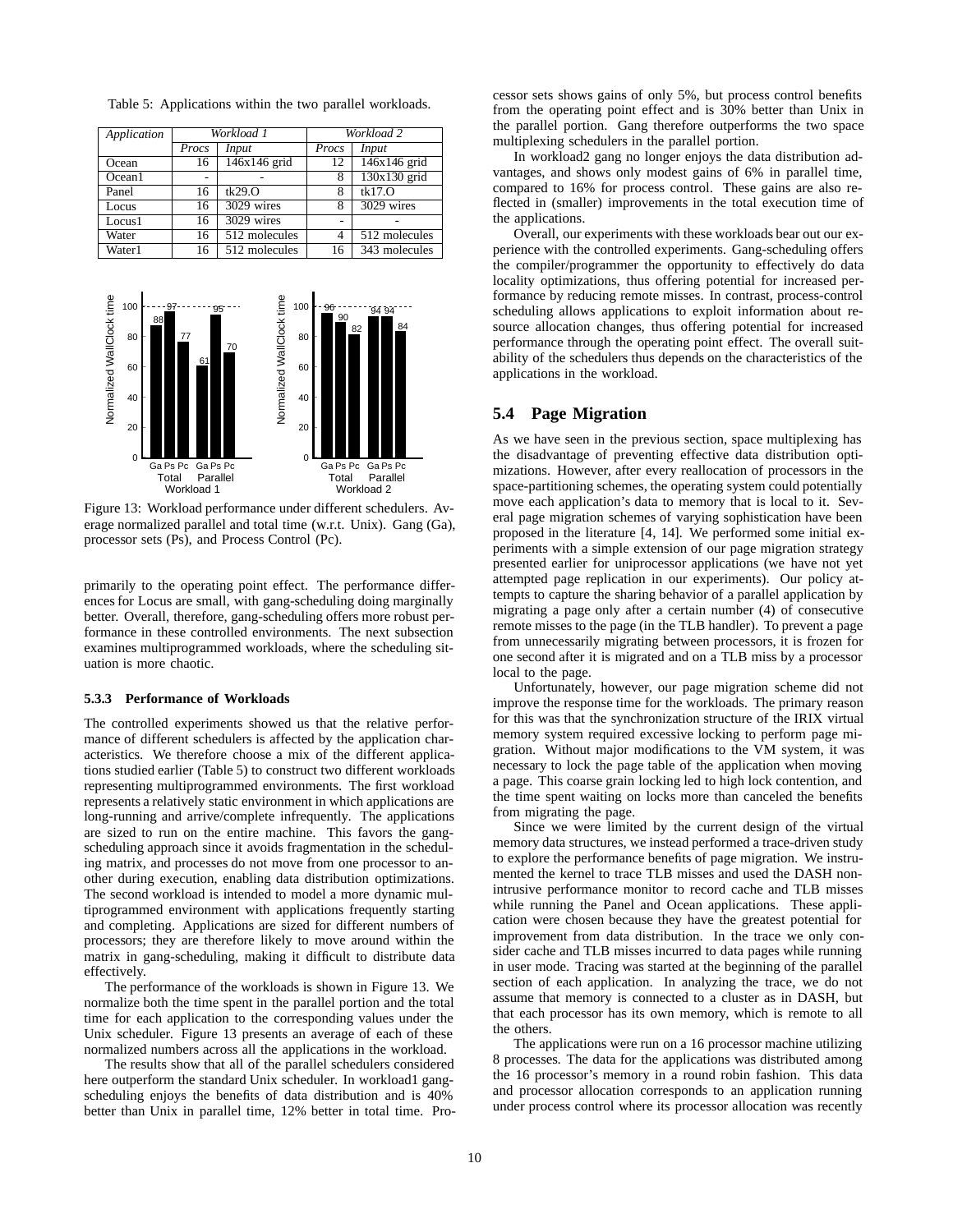Table 5: Applications within the two parallel workloads.

| Application | Workload 1 | | Workload 2 | |
|---|---|---|---|---|
| | Procs | Input | Procs | Input |
| Ocean | 16 | 146x146 grid | 12 | 146x146 grid |
| Ocean1 | - | - | 8 | 130x130 grid |
| Panel | 16 | tk29.O | 8 | tk17.O |
| Locus | 16 | 3029 wires | 8 | 3029 wires |
| Locus1 | 16 | 3029 wires | - | - |
| Water | 16 | 512 molecules | 4 | 512 molecules |
| Water1 | 16 | 512 molecules | 16 | 343 molecules |

Normalized WallClock time

0 20 40 60 80 100

88 97 77 61 95 70

Ga Ps Pc Ga Ps Pc

Total Parallel

Workload 1

Normalized WallClock time

0 20 40 60 80 100

96 90 82 94 94 84

Ga Ps Pc Ga Ps Pc

Total Parallel

Workload 2

Figure 13: Workload performance under different schedulers. Average normalized parallel and total time (w.r.t. Unix). Gang (Ga), processor sets (Ps), and Process Control (Pc).

primarily to the operating point effect. The performance differences for Locus are small, with gang-scheduling doing marginally better. Overall, therefore, gang-scheduling offers more robust performance in these controlled environments. The next subsection examines multiprogrammed workloads, where the scheduling situation is more chaotic.

#### 5.3.3 Performance of Workloads

The controlled experiments showed us that the relative performance of different schedulers is affected by the application characteristics. We therefore choose a mix of the different applications studied earlier (Table 5) to construct two different workloads representing multiprogrammed environments. The first workload represents a relatively static environment in which applications are long-running and arrive/complete infrequently. The applications are sized to run on the entire machine. This favors the gang-scheduling approach since it avoids fragmentation in the scheduling matrix, and processes do not move from one processor to another during execution, enabling data distribution optimizations. The second workload is intended to model a more dynamic multiprogrammed environment with applications frequently starting and completing. Applications are sized for different numbers of processors; they are therefore likely to move around within the matrix in gang-scheduling, making it difficult to distribute data effectively.

The performance of the workloads is shown in Figure 13. We normalize both the time spent in the parallel portion and the total time for each application to the corresponding values under the Unix scheduler. Figure 13 presents an average of each of these normalized numbers across all the applications in the workload.

The results show that all of the parallel schedulers considered here outperform the standard Unix scheduler. In workload1 gang-scheduling enjoys the benefits of data distribution and is 40% better than Unix in parallel time, 12% better in total time. Processor sets shows gains of only 5%, but process control benefits from the operating point effect and is 30% better than Unix in the parallel portion. Gang therefore outperforms the two space multiplexing schedulers in the parallel portion.

In workload2 gang no longer enjoys the data distribution advantages, and shows only modest gains of 6% in parallel time, compared to 16% for process control. These gains are also reflected in (smaller) improvements in the total execution time of the applications.

Overall, our experiments with these workloads bear out our experience with the controlled experiments. Gang-scheduling offers the compiler/programmer the opportunity to effectively do data locality optimizations, thus offering potential for increased performance by reducing remote misses. In contrast, process-control scheduling allows applications to exploit information about resource allocation changes, thus offering potential for increased performance through the operating point effect. The overall suitability of the schedulers thus depends on the characteristics of the applications in the workload.

### 5.4 Page Migration

As we have seen in the previous section, space multiplexing has the disadvantage of preventing effective data distribution optimizations. However, after every reallocation of processors in the space-partitioning schemes, the operating system could potentially move each application's data to memory that is local to it. Several page migration schemes of varying sophistication have been proposed in the literature [4, 14]. We performed some initial experiments with a simple extension of our page migration strategy presented earlier for uniprocessor applications (we have not yet attempted page replication in our experiments). Our policy attempts to capture the sharing behavior of a parallel application by migrating a page only after a certain number (4) of consecutive remote misses to the page (in the TLB handler). To prevent a page from unnecessarily migrating between processors, it is frozen for one second after it is migrated and on a TLB miss by a processor local to the page.

Unfortunately, however, our page migration scheme did not improve the response time for the workloads. The primary reason for this was that the synchronization structure of the IRIX virtual memory system required excessive locking to perform page migration. Without major modifications to the VM system, it was necessary to lock the page table of the application when moving a page. This coarse grain locking led to high lock contention, and the time spent waiting on locks more than canceled the benefits from migrating the page.

Since we were limited by the current design of the virtual memory data structures, we instead performed a trace-driven study to explore the performance benefits of page migration. We instrumented the kernel to trace TLB misses and used the DASH non-intrusive performance monitor to record cache and TLB misses while running the Panel and Ocean applications. These application were chosen because they have the greatest potential for improvement from data distribution. In the trace we only consider cache and TLB misses incurred to data pages while running in user mode. Tracing was started at the beginning of the parallel section of each application. In analyzing the trace, we do not assume that memory is connected to a cluster as in DASH, but that each processor has its own memory, which is remote to all the others.

The applications were run on a 16 processor machine utilizing 8 processes. The data for the applications was distributed among the 16 processor's memory in a round robin fashion. This data and processor allocation corresponds to an application running under process control where its processor allocation was recently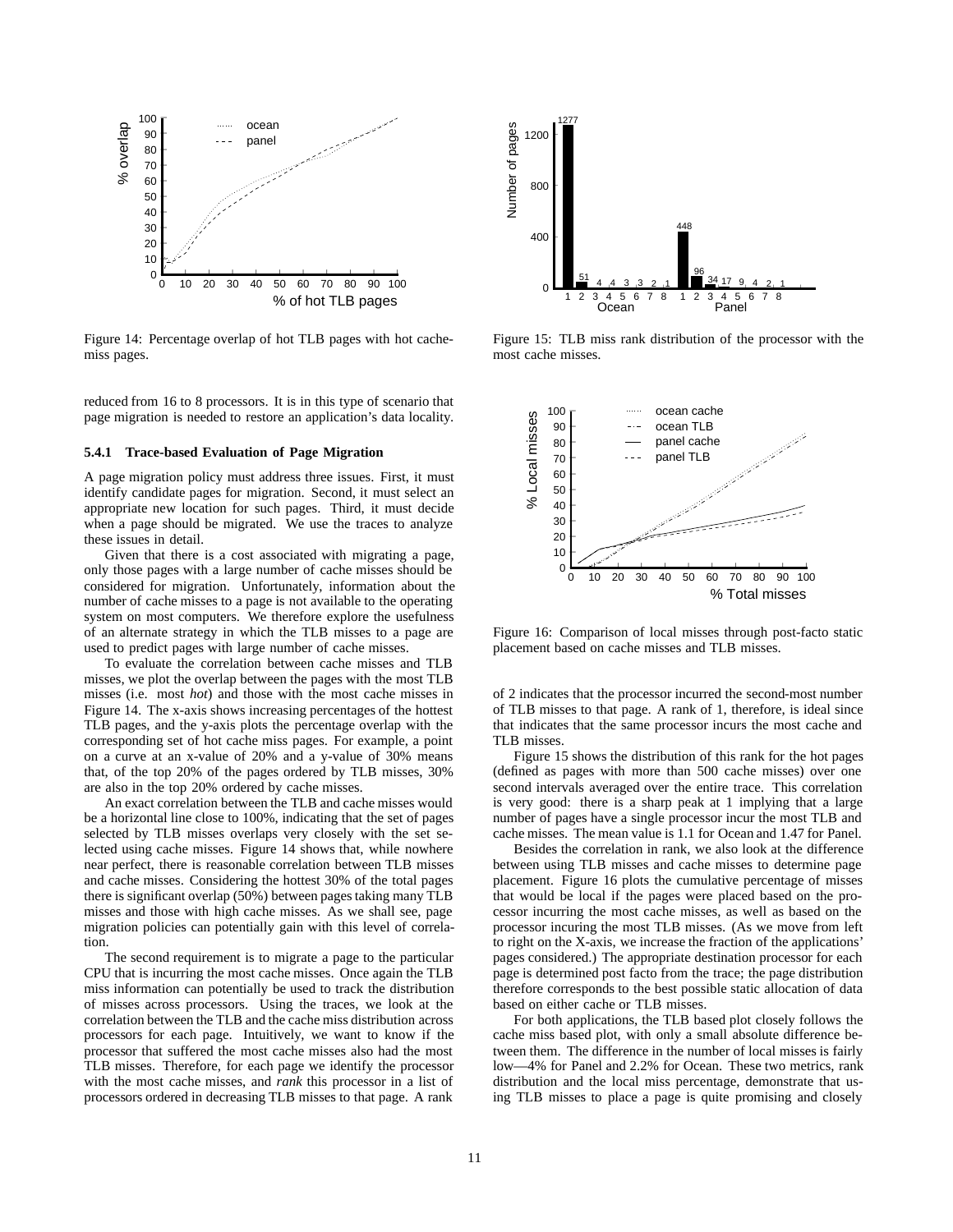Figure 14: Percentage overlap of hot TLB pages with hot cache-miss pages.

reduced from 16 to 8 processors. It is in this type of scenario that page migration is needed to restore an application's data locality.

#### 5.4.1 Trace-based Evaluation of Page Migration

A page migration policy must address three issues. First, it must identify candidate pages for migration. Second, it must select an appropriate new location for such pages. Third, it must decide when a page should be migrated. We use the traces to analyze these issues in detail.

Given that there is a cost associated with migrating a page, only those pages with a large number of cache misses should be considered for migration. Unfortunately, information about the number of cache misses to a page is not available to the operating system on most computers. We therefore explore the usefulness of an alternate strategy in which the TLB misses to a page are used to predict pages with large number of cache misses.

To evaluate the correlation between cache misses and TLB misses, we plot the overlap between the pages with the most TLB misses (i.e. most *hot*) and those with the most cache misses in Figure 14. The x-axis shows increasing percentages of the hottest TLB pages, and the y-axis plots the percentage overlap with the corresponding set of hot cache miss pages. For example, a point on a curve at an x-value of 20% and a y-value of 30% means that, of the top 20% of the pages ordered by TLB misses, 30% are also in the top 20% ordered by cache misses.

An exact correlation between the TLB and cache misses would be a horizontal line close to 100%, indicating that the set of pages selected by TLB misses overlaps very closely with the set selected using cache misses. Figure 14 shows that, while nowhere near perfect, there is reasonable correlation between TLB misses and cache misses. Considering the hottest 30% of the total pages there is significant overlap (50%) between pages taking many TLB misses and those with high cache misses. As we shall see, page migration policies can potentially gain with this level of correlation.

The second requirement is to migrate a page to the particular CPU that is incurring the most cache misses. Once again the TLB miss information can potentially be used to track the distribution of misses across processors. Using the traces, we look at the correlation between the TLB and the cache miss distribution across processors for each page. Intuitively, we want to know if the processor that suffered the most cache misses also had the most TLB misses. Therefore, for each page we identify the processor with the most cache misses, and *rank* this processor in a list of processors ordered in decreasing TLB misses to that page. A rank of 2 indicates that the processor incurred the second-most number of TLB misses to that page. A rank of 1, therefore, is ideal since that indicates that the same processor incurs the most cache and TLB misses.

Figure 15: TLB miss rank distribution of the processor with the most cache misses.

Figure 16: Comparison of local misses through post-facto static placement based on cache misses and TLB misses.

Figure 15 shows the distribution of this rank for the hot pages (defined as pages with more than 500 cache misses) over one second intervals averaged over the entire trace. This correlation is very good: there is a sharp peak at 1 implying that a large number of pages have a single processor incur the most TLB and cache misses. The mean value is 1.1 for Ocean and 1.47 for Panel.

Besides the correlation in rank, we also look at the difference between using TLB misses and cache misses to determine page placement. Figure 16 plots the cumulative percentage of misses that would be local if the pages were placed based on the processor incurring the most cache misses, as well as based on the processor incuring the most TLB misses. (As we move from left to right on the X-axis, we increase the fraction of the applications' pages considered.) The appropriate destination processor for each page is determined post facto from the trace; the page distribution therefore corresponds to the best possible static allocation of data based on either cache or TLB misses.

For both applications, the TLB based plot closely follows the cache miss based plot, with only a small absolute difference between them. The difference in the number of local misses is fairly low—4% for Panel and 2.2% for Ocean. These two metrics, rank distribution and the local miss percentage, demonstrate that using TLB misses to place a page is quite promising and closely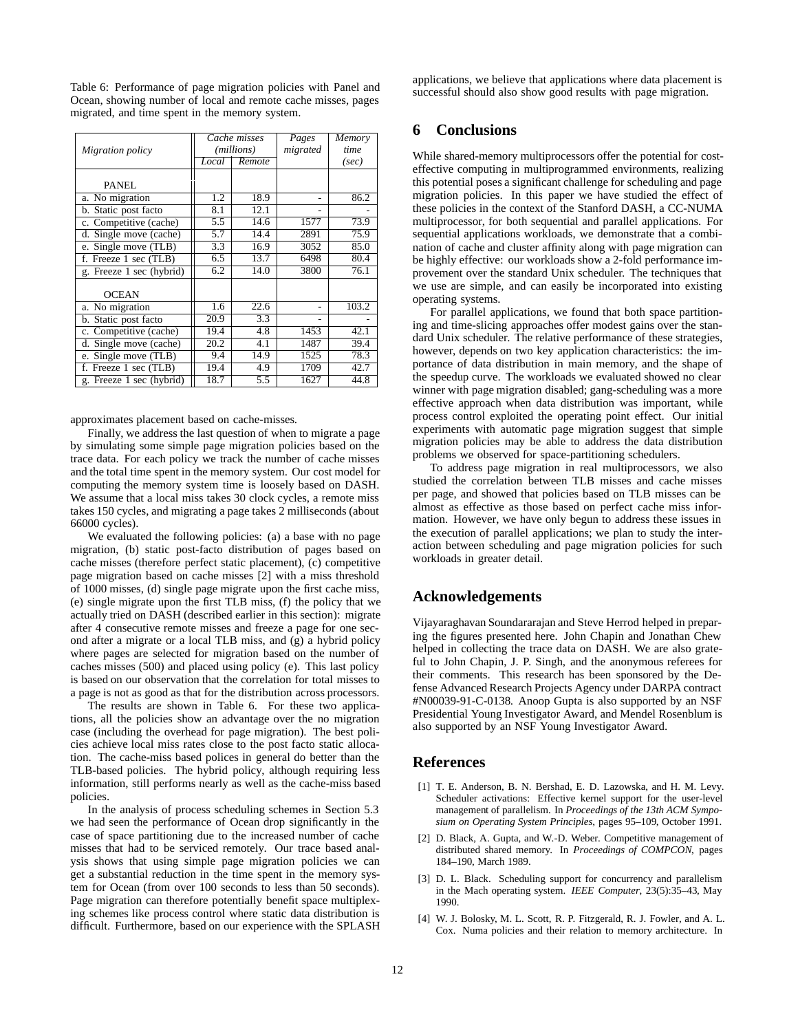Table 6: Performance of page migration policies with Panel and Ocean, showing number of local and remote cache misses, pages migrated, and time spent in the memory system.

| *Migration policy* | *Cache misses (millions)* | | *Pages migrated* | *Memory time (sec)* |
|---|---|---|---|---|
| | *Local* | *Remote* | | |
| PANEL | | | | |
| a. No migration | 1.2 | 18.9 | - | 86.2 |
| b. Static post facto | 8.1 | 12.1 | - | - |
| c. Competitive (cache) | 5.5 | 14.6 | 1577 | 73.9 |
| d. Single move (cache) | 5.7 | 14.4 | 2891 | 75.9 |
| e. Single move (TLB) | 3.3 | 16.9 | 3052 | 85.0 |
| f. Freeze 1 sec (TLB) | 6.5 | 13.7 | 6498 | 80.4 |
| g. Freeze 1 sec (hybrid) | 6.2 | 14.0 | 3800 | 76.1 |
| OCEAN | | | | |
| a. No migration | 1.6 | 22.6 | - | 103.2 |
| b. Static post facto | 20.9 | 3.3 | - | - |
| c. Competitive (cache) | 19.4 | 4.8 | 1453 | 42.1 |
| d. Single move (cache) | 20.2 | 4.1 | 1487 | 39.4 |
| e. Single move (TLB) | 9.4 | 14.9 | 1525 | 78.3 |
| f. Freeze 1 sec (TLB) | 19.4 | 4.9 | 1709 | 42.7 |
| g. Freeze 1 sec (hybrid) | 18.7 | 5.5 | 1627 | 44.8 |

approximates placement based on cache-misses.

Finally, we address the last question of when to migrate a page by simulating some simple page migration policies based on the trace data. For each policy we track the number of cache misses and the total time spent in the memory system. Our cost model for computing the memory system time is loosely based on DASH. We assume that a local miss takes 30 clock cycles, a remote miss takes 150 cycles, and migrating a page takes 2 milliseconds (about 66000 cycles).

We evaluated the following policies: (a) a base with no page migration, (b) static post-facto distribution of pages based on cache misses (therefore perfect static placement), (c) competitive page migration based on cache misses [2] with a miss threshold of 1000 misses, (d) single page migrate upon the first cache miss, (e) single migrate upon the first TLB miss, (f) the policy that we actually tried on DASH (described earlier in this section): migrate after 4 consecutive remote misses and freeze a page for one second after a migrate or a local TLB miss, and (g) a hybrid policy where pages are selected for migration based on the number of caches misses (500) and placed using policy (e). This last policy is based on our observation that the correlation for total misses to a page is not as good as that for the distribution across processors.

The results are shown in Table 6. For these two applications, all the policies show an advantage over the no migration case (including the overhead for page migration). The best policies achieve local miss rates close to the post facto static allocation. The cache-miss based polices in general do better than the TLB-based policies. The hybrid policy, although requiring less information, still performs nearly as well as the cache-miss based policies.

In the analysis of process scheduling schemes in Section 5.3 we had seen the performance of Ocean drop significantly in the case of space partitioning due to the increased number of cache misses that had to be serviced remotely. Our trace based analysis shows that using simple page migration policies we can get a substantial reduction in the time spent in the memory system for Ocean (from over 100 seconds to less than 50 seconds). Page migration can therefore potentially benefit space multiplexing schemes like process control where static data distribution is difficult. Furthermore, based on our experience with the SPLASH applications, we believe that applications where data placement is successful should also show good results with page migration.

# 6 Conclusions

While shared-memory multiprocessors offer the potential for cost-effective computing in multiprogrammed environments, realizing this potential poses a significant challenge for scheduling and page migration policies. In this paper we have studied the effect of these policies in the context of the Stanford DASH, a CC-NUMA multiprocessor, for both sequential and parallel applications. For sequential applications workloads, we demonstrate that a combination of cache and cluster affinity along with page migration can be highly effective: our workloads show a 2-fold performance improvement over the standard Unix scheduler. The techniques that we use are simple, and can easily be incorporated into existing operating systems.

For parallel applications, we found that both space partitioning and time-slicing approaches offer modest gains over the standard Unix scheduler. The relative performance of these strategies, however, depends on two key application characteristics: the importance of data distribution in main memory, and the shape of the speedup curve. The workloads we evaluated showed no clear winner with page migration disabled; gang-scheduling was a more effective approach when data distribution was important, while process control exploited the operating point effect. Our initial experiments with automatic page migration suggest that simple migration policies may be able to address the data distribution problems we observed for space-partitioning schedulers.

To address page migration in real multiprocessors, we also studied the correlation between TLB misses and cache misses per page, and showed that policies based on TLB misses can be almost as effective as those based on perfect cache miss information. However, we have only begun to address these issues in the execution of parallel applications; we plan to study the interaction between scheduling and page migration policies for such workloads in greater detail.

# Acknowledgements

Vijayaraghavan Soundararajan and Steve Herrod helped in preparing the figures presented here. John Chapin and Jonathan Chew helped in collecting the trace data on DASH. We are also grateful to John Chapin, J. P. Singh, and the anonymous referees for their comments. This research has been sponsored by the Defense Advanced Research Projects Agency under DARPA contract #N00039-91-C-0138. Anoop Gupta is also supported by an NSF Presidential Young Investigator Award, and Mendel Rosenblum is also supported by an NSF Young Investigator Award.

# References

[1] T. E. Anderson, B. N. Bershad, E. D. Lazowska, and H. M. Levy. Scheduler activations: Effective kernel support for the user-level management of parallelism. In *Proceedings of the 13th ACM Symposium on Operating System Principles*, pages 95–109, October 1991.

[2] D. Black, A. Gupta, and W.-D. Weber. Competitive management of distributed shared memory. In *Proceedings of COMPCON*, pages 184–190, March 1989.

[3] D. L. Black. Scheduling support for concurrency and parallelism in the Mach operating system. *IEEE Computer*, 23(5):35–43, May 1990.

[4] W. J. Bolosky, M. L. Scott, R. P. Fitzgerald, R. J. Fowler, and A. L. Cox. Numa policies and their relation to memory architecture. In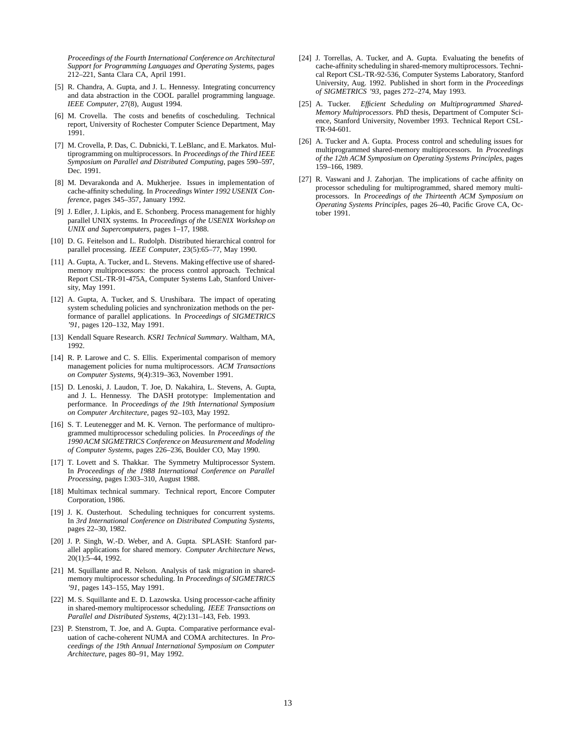*Proceedings of the Fourth International Conference on Architectural Support for Programming Languages and Operating Systems*, pages 212–221, Santa Clara CA, April 1991.

[5] R. Chandra, A. Gupta, and J. L. Hennessy. Integrating concurrency and data abstraction in the COOL parallel programming language. *IEEE Computer*, 27(8), August 1994.

[6] M. Crovella. The costs and benefits of coscheduling. Technical report, University of Rochester Computer Science Department, May 1991.

[7] M. Crovella, P. Das, C. Dubnicki, T. LeBlanc, and E. Markatos. Multiprogramming on multiprocessors. In *Proceedings of the Third IEEE Symposium on Parallel and Distributed Computing*, pages 590–597, Dec. 1991.

[8] M. Devarakonda and A. Mukherjee. Issues in implementation of cache-affinity scheduling. In *Proceedings Winter 1992 USENIX Conference*, pages 345–357, January 1992.

[9] J. Edler, J. Lipkis, and E. Schonberg. Process management for highly parallel UNIX systems. In *Proceedings of the USENIX Workshop on UNIX and Supercomputers*, pages 1–17, 1988.

[10] D. G. Feitelson and L. Rudolph. Distributed hierarchical control for parallel processing. *IEEE Computer*, 23(5):65–77, May 1990.

[11] A. Gupta, A. Tucker, and L. Stevens. Making effective use of shared-memory multiprocessors: the process control approach. Technical Report CSL-TR-91-475A, Computer Systems Lab, Stanford University, May 1991.

[12] A. Gupta, A. Tucker, and S. Urushibara. The impact of operating system scheduling policies and synchronization methods on the performance of parallel applications. In *Proceedings of SIGMETRICS '91*, pages 120–132, May 1991.

[13] Kendall Square Research. *KSR1 Technical Summary*. Waltham, MA, 1992.

[14] R. P. Larowe and C. S. Ellis. Experimental comparison of memory management policies for numa multiprocessors. *ACM Transactions on Computer Systems*, 9(4):319–363, November 1991.

[15] D. Lenoski, J. Laudon, T. Joe, D. Nakahira, L. Stevens, A. Gupta, and J. L. Hennessy. The DASH prototype: Implementation and performance. In *Proceedings of the 19th International Symposium on Computer Architecture*, pages 92–103, May 1992.

[16] S. T. Leutenegger and M. K. Vernon. The performance of multiprogrammed multiprocessor scheduling policies. In *Proceedings of the 1990 ACM SIGMETRICS Conference on Measurement and Modeling of Computer Systems*, pages 226–236, Boulder CO, May 1990.

[17] T. Lovett and S. Thakkar. The Symmetry Multiprocessor System. In *Proceedings of the 1988 International Conference on Parallel Processing*, pages I:303–310, August 1988.

[18] Multimax technical summary. Technical report, Encore Computer Corporation, 1986.

[19] J. K. Ousterhout. Scheduling techniques for concurrent systems. In *3rd International Conference on Distributed Computing Systems*, pages 22–30, 1982.

[20] J. P. Singh, W.-D. Weber, and A. Gupta. SPLASH: Stanford parallel applications for shared memory. *Computer Architecture News*, 20(1):5–44, 1992.

[21] M. Squillante and R. Nelson. Analysis of task migration in shared-memory multiprocessor scheduling. In *Proceedings of SIGMETRICS '91*, pages 143–155, May 1991.

[22] M. S. Squillante and E. D. Lazowska. Using processor-cache affinity in shared-memory multiprocessor scheduling. *IEEE Transactions on Parallel and Distributed Systems*, 4(2):131–143, Feb. 1993.

[23] P. Stenstrom, T. Joe, and A. Gupta. Comparative performance evaluation of cache-coherent NUMA and COMA architectures. In *Proceedings of the 19th Annual International Symposium on Computer Architecture*, pages 80–91, May 1992.

[24] J. Torrellas, A. Tucker, and A. Gupta. Evaluating the benefits of cache-affinity scheduling in shared-memory multiprocessors. Technical Report CSL-TR-92-536, Computer Systems Laboratory, Stanford University, Aug. 1992. Published in short form in the *Proceedings of SIGMETRICS '93*, pages 272–274, May 1993.

[25] A. Tucker. *Efficient Scheduling on Multiprogrammed Shared-Memory Multiprocessors*. PhD thesis, Department of Computer Science, Stanford University, November 1993. Technical Report CSL-TR-94-601.

[26] A. Tucker and A. Gupta. Process control and scheduling issues for multiprogrammed shared-memory multiprocessors. In *Proceedings of the 12th ACM Symposium on Operating Systems Principles*, pages 159–166, 1989.

[27] R. Vaswani and J. Zahorjan. The implications of cache affinity on processor scheduling for multiprogrammed, shared memory multiprocessors. In *Proceedings of the Thirteenth ACM Symposium on Operating Systems Principles*, pages 26–40, Pacific Grove CA, October 1991.